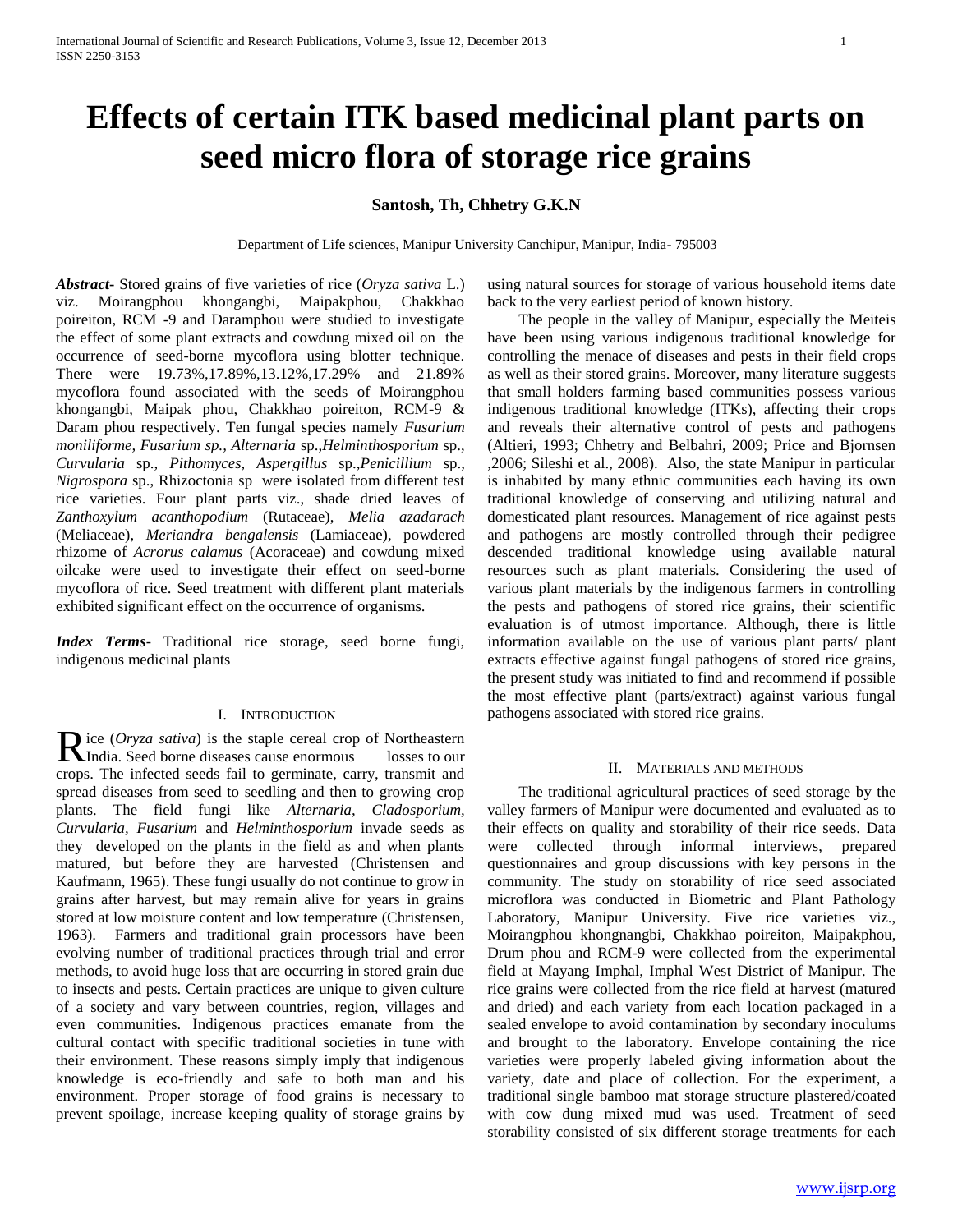# Effects of certain ITK based medicinal plant parts on seed micro flora of storage rice grains

**Santosh, Th, Chhetry G.K.N**

Department of Life sciences, Manipur University Canchipur, Manipur, India- 795003

***Abstract-*** Stored grains of five varieties of rice (*Oryza sativa* L.) viz. Moirangphou khongangbi, Maipakphou, Chakkhao poireiton, RCM -9 and Daramphou were studied to investigate the effect of some plant extracts and cowdung mixed oil on the occurrence of seed-borne mycoflora using blotter technique. There were 19.73%,17.89%,13.12%,17.29% and 21.89% mycoflora found associated with the seeds of Moirangphou khongangbi, Maipak phou, Chakkhao poireiton, RCM-9 & Daram phou respectively. Ten fungal species namely *Fusarium moniliforme, Fusarium sp., Alternaria* sp.,*Helminthosporium* sp., *Curvularia* sp., *Pithomyces*, *Aspergillus* sp.,*Penicillium* sp., *Nigrospora* sp., Rhizoctonia sp were isolated from different test rice varieties. Four plant parts viz., shade dried leaves of *Zanthoxylum acanthopodium* (Rutaceae), *Melia azadarach* (Meliaceae), *Meriandra bengalensis* (Lamiaceae), powdered rhizome of *Acrorus calamus* (Acoraceae) and cowdung mixed oilcake were used to investigate their effect on seed-borne mycoflora of rice. Seed treatment with different plant materials exhibited significant effect on the occurrence of organisms.

***Index Terms-*** Traditional rice storage, seed borne fungi, indigenous medicinal plants

## I. Introduction

Rice (*Oryza sativa*) is the staple cereal crop of Northeastern India. Seed borne diseases cause enormous losses to our crops. The infected seeds fail to germinate, carry, transmit and spread diseases from seed to seedling and then to growing crop plants. The field fungi like *Alternaria, Cladosporium, Curvularia, Fusarium* and *Helminthosporium* invade seeds as they developed on the plants in the field as and when plants matured, but before they are harvested (Christensen and Kaufmann, 1965). These fungi usually do not continue to grow in grains after harvest, but may remain alive for years in grains stored at low moisture content and low temperature (Christensen, 1963). Farmers and traditional grain processors have been evolving number of traditional practices through trial and error methods, to avoid huge loss that are occurring in stored grain due to insects and pests. Certain practices are unique to given culture of a society and vary between countries, region, villages and even communities. Indigenous practices emanate from the cultural contact with specific traditional societies in tune with their environment. These reasons simply imply that indigenous knowledge is eco-friendly and safe to both man and his environment. Proper storage of food grains is necessary to prevent spoilage, increase keeping quality of storage grains by using natural sources for storage of various household items date back to the very earliest period of known history.

The people in the valley of Manipur, especially the Meiteis have been using various indigenous traditional knowledge for controlling the menace of diseases and pests in their field crops as well as their stored grains. Moreover, many literature suggests that small holders farming based communities possess various indigenous traditional knowledge (ITKs), affecting their crops and reveals their alternative control of pests and pathogens (Altieri, 1993; Chhetry and Belbahri, 2009; Price and Bjornsen ,2006; Sileshi et al., 2008). Also, the state Manipur in particular is inhabited by many ethnic communities each having its own traditional knowledge of conserving and utilizing natural and domesticated plant resources. Management of rice against pests and pathogens are mostly controlled through their pedigree descended traditional knowledge using available natural resources such as plant materials. Considering the used of various plant materials by the indigenous farmers in controlling the pests and pathogens of stored rice grains, their scientific evaluation is of utmost importance. Although, there is little information available on the use of various plant parts/ plant extracts effective against fungal pathogens of stored rice grains, the present study was initiated to find and recommend if possible the most effective plant (parts/extract) against various fungal pathogens associated with stored rice grains.

## II. Materials and Methods

The traditional agricultural practices of seed storage by the valley farmers of Manipur were documented and evaluated as to their effects on quality and storability of their rice seeds. Data were collected through informal interviews, prepared questionnaires and group discussions with key persons in the community. The study on storability of rice seed associated microflora was conducted in Biometric and Plant Pathology Laboratory, Manipur University. Five rice varieties viz., Moirangphou khongnangbi, Chakkhao poireiton, Maipakphou, Drum phou and RCM-9 were collected from the experimental field at Mayang Imphal, Imphal West District of Manipur. The rice grains were collected from the rice field at harvest (matured and dried) and each variety from each location packaged in a sealed envelope to avoid contamination by secondary inoculums and brought to the laboratory. Envelope containing the rice varieties were properly labeled giving information about the variety, date and place of collection. For the experiment, a traditional single bamboo mat storage structure plastered/coated with cow dung mixed mud was used. Treatment of seed storability consisted of six different storage treatments for each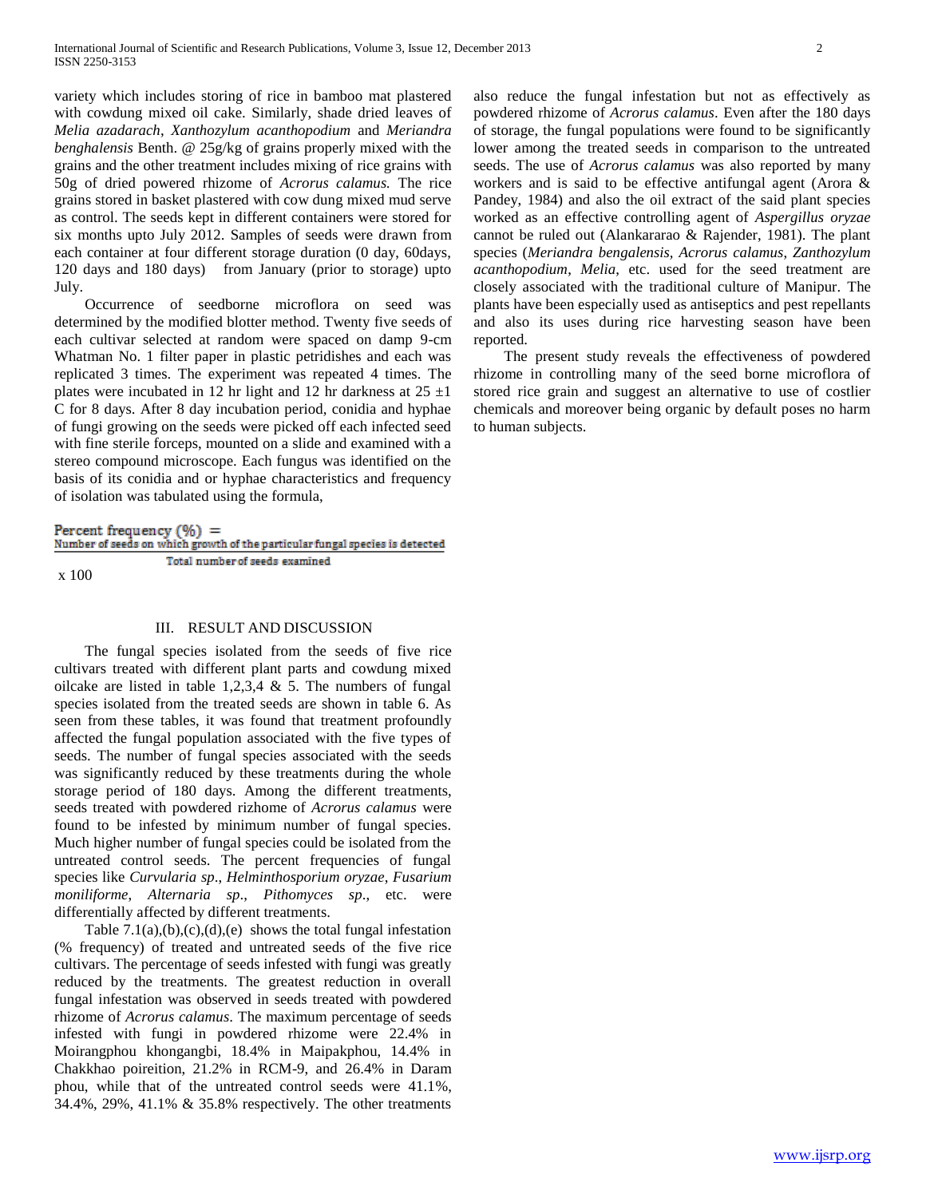variety which includes storing of rice in bamboo mat plastered with cowdung mixed oil cake. Similarly, shade dried leaves of *Melia azadarach*, *Xanthozylum acanthopodium* and *Meriandra benghalensis* Benth. @ 25g/kg of grains properly mixed with the grains and the other treatment includes mixing of rice grains with 50g of dried powered rhizome of *Acrorus calamus.* The rice grains stored in basket plastered with cow dung mixed mud serve as control. The seeds kept in different containers were stored for six months upto July 2012. Samples of seeds were drawn from each container at four different storage duration (0 day, 60days, 120 days and 180 days) from January (prior to storage) upto July.

Occurrence of seedborne microflora on seed was determined by the modified blotter method. Twenty five seeds of each cultivar selected at random were spaced on damp 9-cm Whatman No. 1 filter paper in plastic petridishes and each was replicated 3 times. The experiment was repeated 4 times. The plates were incubated in 12 hr light and 12 hr darkness at 25 ±1 C for 8 days. After 8 day incubation period, conidia and hyphae of fungi growing on the seeds were picked off each infected seed with fine sterile forceps, mounted on a slide and examined with a stereo compound microscope. Each fungus was identified on the basis of its conidia and or hyphae characteristics and frequency of isolation was tabulated using the formula,

$$\text{Percent frequency (\%)} = \frac{\text{Number of seeds on which growth of the particular fungal species is detected}}{\text{Total number of seeds examined}} \times 100$$

## III. RESULT AND DISCUSSION

The fungal species isolated from the seeds of five rice cultivars treated with different plant parts and cowdung mixed oilcake are listed in table 1,2,3,4 & 5. The numbers of fungal species isolated from the treated seeds are shown in table 6. As seen from these tables, it was found that treatment profoundly affected the fungal population associated with the five types of seeds. The number of fungal species associated with the seeds was significantly reduced by these treatments during the whole storage period of 180 days. Among the different treatments, seeds treated with powdered rizhome of *Acrorus calamus* were found to be infested by minimum number of fungal species. Much higher number of fungal species could be isolated from the untreated control seeds. The percent frequencies of fungal species like *Curvularia sp*., *Helminthosporium oryzae, Fusarium moniliforme, Alternaria sp*., *Pithomyces sp*., etc. were differentially affected by different treatments.

Table 7.1(a),(b),(c),(d),(e) shows the total fungal infestation (% frequency) of treated and untreated seeds of the five rice cultivars. The percentage of seeds infested with fungi was greatly reduced by the treatments. The greatest reduction in overall fungal infestation was observed in seeds treated with powdered rhizome of *Acrorus calamus*. The maximum percentage of seeds infested with fungi in powdered rhizome were 22.4% in Moirangphou khongangbi, 18.4% in Maipakphou, 14.4% in Chakkhao poireition, 21.2% in RCM-9, and 26.4% in Daram phou, while that of the untreated control seeds were 41.1%, 34.4%, 29%, 41.1% & 35.8% respectively. The other treatments also reduce the fungal infestation but not as effectively as powdered rhizome of *Acrorus calamus*. Even after the 180 days of storage, the fungal populations were found to be significantly lower among the treated seeds in comparison to the untreated seeds. The use of *Acrorus calamus* was also reported by many workers and is said to be effective antifungal agent (Arora & Pandey, 1984) and also the oil extract of the said plant species worked as an effective controlling agent of *Aspergillus oryzae* cannot be ruled out (Alankararao & Rajender, 1981). The plant species (*Meriandra bengalensis*, *Acrorus calamus*, *Zanthozylum acanthopodium*, *Melia*, etc. used for the seed treatment are closely associated with the traditional culture of Manipur. The plants have been especially used as antiseptics and pest repellants and also its uses during rice harvesting season have been reported.

The present study reveals the effectiveness of powdered rhizome in controlling many of the seed borne microflora of stored rice grain and suggest an alternative to use of costlier chemicals and moreover being organic by default poses no harm to human subjects.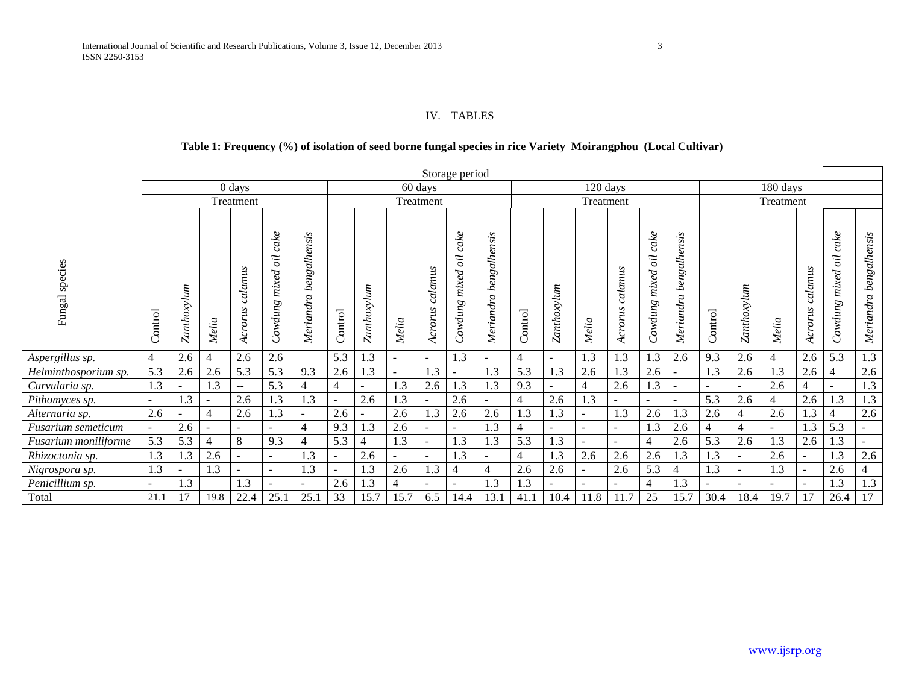## IV. TABLES

**Table 1: Frequency (%) of isolation of seed borne fungal species in rice Variety Moirangphou (Local Cultivar)**

| Fungal species | Storage period | | | | | | | | | | | | | | | | | | | | | | | |
|---|---|---|---|---|---|---|---|---|---|---|---|---|---|---|---|---|---|---|---|---|---|---|---|---|
| | 0 days | | | | | | 60 days | | | | | | 120 days | | | | | | 180 days | | | | | |
| | Treatment | | | | | | Treatment | | | | | | Treatment | | | | | | Treatment | | | | | |
| | Control | *Zanthoxylum* | *Melia* | *Acrorus calamus* | *Cowdung mixed oil cake* | *Meriandra bengalhensis* | Control | *Zanthoxylum* | *Melia* | *Acrorus calamus* | *Cowdung mixed oil cake* | *Meriandra bengalhensis* | Control | *Zanthoxylum* | *Melia* | *Acrorus calamus* | *Cowdung mixed oil cake* | *Meriandra bengalhensis* | Control | *Zanthoxylum* | *Melia* | *Acrorus calamus* | *Cowdung mixed oil cake* | *Meriandra bengalhensis* |
| *Aspergillus sp.* | 4 | 2.6 | 4 | 2.6 | 2.6 | | 5.3 | 1.3 | - | - | 1.3 | - | 4 | - | 1.3 | 1.3 | 1.3 | 2.6 | 9.3 | 2.6 | 4 | 2.6 | 5.3 | 1.3 |
| *Helminthosporium sp.* | 5.3 | 2.6 | 2.6 | 5.3 | 5.3 | 9.3 | 2.6 | 1.3 | - | 1.3 | - | 1.3 | 5.3 | 1.3 | 2.6 | 1.3 | 2.6 | - | 1.3 | 2.6 | 1.3 | 2.6 | 4 | 2.6 |
| *Curvularia sp.* | 1.3 | - | 1.3 | -- | 5.3 | 4 | 4 | - | 1.3 | 2.6 | 1.3 | 1.3 | 9.3 | - | 4 | 2.6 | 1.3 | - | - | - | 2.6 | 4 | - | 1.3 |
| *Pithomyces sp.* | - | 1.3 | - | 2.6 | 1.3 | 1.3 | - | 2.6 | 1.3 | - | 2.6 | - | 4 | 2.6 | 1.3 | - | - | - | 5.3 | 2.6 | 4 | 2.6 | 1.3 | 1.3 |
| *Alternaria sp.* | 2.6 | - | 4 | 2.6 | 1.3 | - | 2.6 | - | 2.6 | 1.3 | 2.6 | 2.6 | 1.3 | 1.3 | - | 1.3 | 2.6 | 1.3 | 2.6 | 4 | 2.6 | 1.3 | 4 | 2.6 |
| *Fusarium semeticum* | - | 2.6 | - | - | - | 4 | 9.3 | 1.3 | 2.6 | - | - | 1.3 | 4 | - | - | - | 1.3 | 2.6 | 4 | 4 | - | 1.3 | 5.3 | - |
| *Fusarium moniliforme* | 5.3 | 5.3 | 4 | 8 | 9.3 | 4 | 5.3 | 4 | 1.3 | - | 1.3 | 1.3 | 5.3 | 1.3 | - | - | 4 | 2.6 | 5.3 | 2.6 | 1.3 | 2.6 | 1.3 | - |
| *Rhizoctonia sp.* | 1.3 | 1.3 | 2.6 | - | - | 1.3 | - | 2.6 | - | - | 1.3 | - | 4 | 1.3 | 2.6 | 2.6 | 2.6 | 1.3 | 1.3 | - | 2.6 | - | 1.3 | 2.6 |
| *Nigrospora sp.* | 1.3 | - | 1.3 | - | - | 1.3 | - | 1.3 | 2.6 | 1.3 | 4 | 4 | 2.6 | 2.6 | - | 2.6 | 5.3 | 4 | 1.3 | - | 1.3 | - | 2.6 | 4 |
| *Penicillium sp.* | - | 1.3 | | 1.3 | - | - | 2.6 | 1.3 | 4 | - | - | 1.3 | 1.3 | - | - | - | 4 | 1.3 | - | - | - | - | 1.3 | 1.3 |
| Total | 21.1 | 17 | 19.8 | 22.4 | 25.1 | 25.1 | 33 | 15.7 | 15.7 | 6.5 | 14.4 | 13.1 | 41.1 | 10.4 | 11.8 | 11.7 | 25 | 15.7 | 30.4 | 18.4 | 19.7 | 17 | 26.4 | 17 |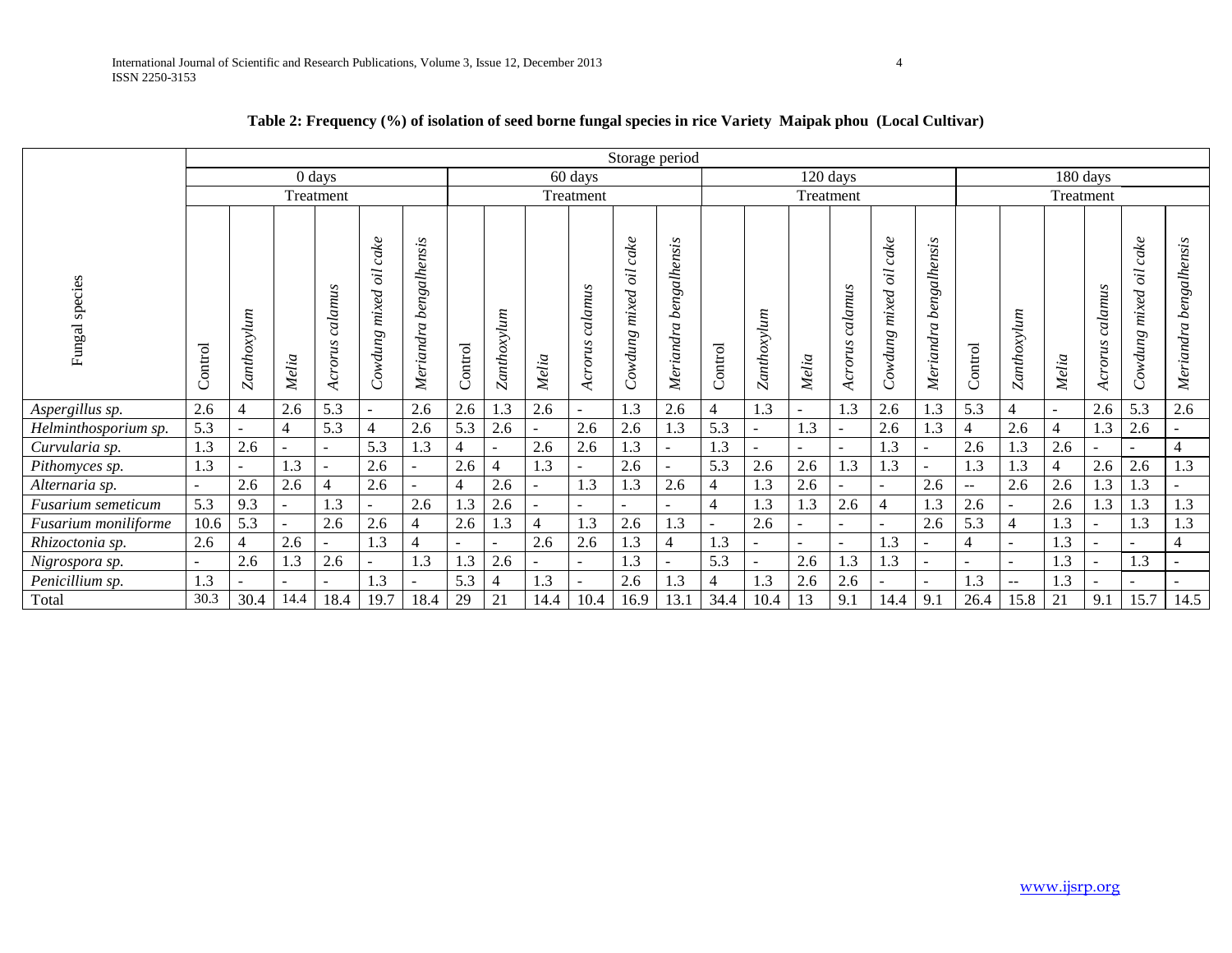**Table 2: Frequency (%) of isolation of seed borne fungal species in rice Variety Maipak phou (Local Cultivar)**

| Fungal species | Storage period | | | | | | | | | | | | | | | | | | | | | | | |
|---|---|---|---|---|---|---|---|---|---|---|---|---|---|---|---|---|---|---|---|---|---|---|---|---|
| | 0 days | | | | | | 60 days | | | | | | 120 days | | | | | | 180 days | | | | | |
| | Treatment | | | | | | Treatment | | | | | | Treatment | | | | | | Treatment | | | | | |
| | Control | *Zanthoxylum* | *Melia* | *Acrorus calamus* | *Cowdung mixed oil cake* | *Meriandra bengalhensis* | Control | *Zanthoxylum* | *Melia* | *Acrorus calamus* | *Cowdung mixed oil cake* | *Meriandra bengalhensis* | Control | *Zanthoxylum* | *Melia* | *Acrorus calamus* | *Cowdung mixed oil cake* | *Meriandra bengalhensis* | Control | *Zanthoxylum* | *Melia* | *Acrorus calamus* | *Cowdung mixed oil cake* | *Meriandra bengalhensis* |
| *Aspergillus sp.* | 2.6 | 4 | 2.6 | 5.3 | - | 2.6 | 2.6 | 1.3 | 2.6 | - | 1.3 | 2.6 | 4 | 1.3 | - | 1.3 | 2.6 | 1.3 | 5.3 | 4 | - | 2.6 | 5.3 | 2.6 |
| *Helminthosporium sp.* | 5.3 | - | 4 | 5.3 | 4 | 2.6 | 5.3 | 2.6 | - | 2.6 | 2.6 | 1.3 | 5.3 | - | 1.3 | - | 2.6 | 1.3 | 4 | 2.6 | 4 | 1.3 | 2.6 | - |
| *Curvularia sp.* | 1.3 | 2.6 | - | - | 5.3 | 1.3 | 4 | - | 2.6 | 2.6 | 1.3 | - | 1.3 | - | - | - | 1.3 | - | 2.6 | 1.3 | 2.6 | - | - | 4 |
| *Pithomyces sp.* | 1.3 | - | 1.3 | - | 2.6 | - | 2.6 | 4 | 1.3 | - | 2.6 | - | 5.3 | 2.6 | 2.6 | 1.3 | 1.3 | - | 1.3 | 1.3 | 4 | 2.6 | 2.6 | 1.3 |
| *Alternaria sp.* | - | 2.6 | 2.6 | 4 | 2.6 | - | 4 | 2.6 | - | 1.3 | 1.3 | 2.6 | 4 | 1.3 | 2.6 | - | - | 2.6 | -- | 2.6 | 2.6 | 1.3 | 1.3 | - |
| *Fusarium semeticum* | 5.3 | 9.3 | - | 1.3 | - | 2.6 | 1.3 | 2.6 | - | - | - | - | 4 | 1.3 | 1.3 | 2.6 | 4 | 1.3 | 2.6 | - | 2.6 | 1.3 | 1.3 | 1.3 |
| *Fusarium moniliforme* | 10.6 | 5.3 | - | 2.6 | 2.6 | 4 | 2.6 | 1.3 | 4 | 1.3 | 2.6 | 1.3 | - | 2.6 | - | - | - | 2.6 | 5.3 | 4 | 1.3 | - | 1.3 | 1.3 |
| *Rhizoctonia sp.* | 2.6 | 4 | 2.6 | - | 1.3 | 4 | - | - | 2.6 | 2.6 | 1.3 | 4 | 1.3 | - | - | - | 1.3 | - | 4 | - | 1.3 | - | - | 4 |
| *Nigrospora sp.* | - | 2.6 | 1.3 | 2.6 | - | 1.3 | 1.3 | 2.6 | - | - | 1.3 | - | 5.3 | - | 2.6 | 1.3 | 1.3 | - | - | - | 1.3 | - | 1.3 | - |
| *Penicillium sp.* | 1.3 | - | - | - | 1.3 | - | 5.3 | 4 | 1.3 | - | 2.6 | 1.3 | 4 | 1.3 | 2.6 | 2.6 | - | - | 1.3 | -- | 1.3 | - | - | - |
| Total | 30.3 | 30.4 | 14.4 | 18.4 | 19.7 | 18.4 | 29 | 21 | 14.4 | 10.4 | 16.9 | 13.1 | 34.4 | 10.4 | 13 | 9.1 | 14.4 | 9.1 | 26.4 | 15.8 | 21 | 9.1 | 15.7 | 14.5 |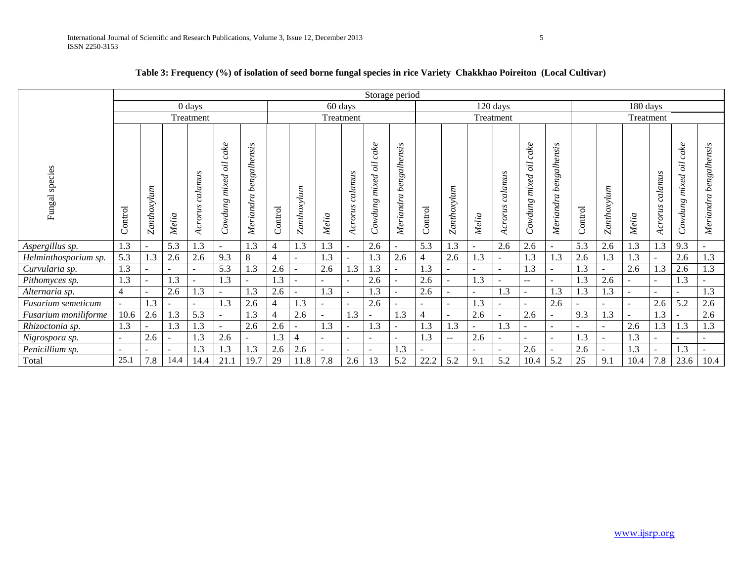**Table 3: Frequency (%) of isolation of seed borne fungal species in rice Variety Chakkhao Poireiton (Local Cultivar)**

| Fungal species | Storage period | | | | | | | | | | | | | | | | | | | | | | | |
|---|---|---|---|---|---|---|---|---|---|---|---|---|---|---|---|---|---|---|---|---|---|---|---|---|
| | 0 days | | | | | | 60 days | | | | | | 120 days | | | | | | 180 days | | | | | |
| | Treatment | | | | | | Treatment | | | | | | Treatment | | | | | | Treatment | | | | | |
| | Control | *Zanthoxylum* | *Melia* | *Acrorus calamus* | *Cowdung mixed oil cake* | *Meriandra bengalhensis* | Control | *Zanthoxylum* | *Melia* | *Acrorus calamus* | *Cowdung mixed oil cake* | *Meriandra bengalhensis* | Control | *Zanthoxylum* | *Melia* | *Acrorus calamus* | *Cowdung mixed oil cake* | *Meriandra bengalhensis* | Control | *Zanthoxylum* | *Melia* | *Acrorus calamus* | *Cowdung mixed oil cake* | *Meriandra bengalhensis* |
| *Aspergillus sp.* | 1.3 | - | 5.3 | 1.3 | - | 1.3 | 4 | 1.3 | 1.3 | - | 2.6 | - | 5.3 | 1.3 | - | 2.6 | 2.6 | - | 5.3 | 2.6 | 1.3 | 1.3 | 9.3 | - |
| *Helminthosporium sp.* | 5.3 | 1.3 | 2.6 | 2.6 | 9.3 | 8 | 4 | - | 1.3 | - | 1.3 | 2.6 | 4 | 2.6 | 1.3 | - | 1.3 | 1.3 | 2.6 | 1.3 | 1.3 | - | 2.6 | 1.3 |
| *Curvularia sp.* | 1.3 | - | - | - | 5.3 | 1.3 | 2.6 | - | 2.6 | 1.3 | 1.3 | - | 1.3 | - | - | - | 1.3 | - | 1.3 | - | 2.6 | 1.3 | 2.6 | 1.3 |
| *Pithomyces sp.* | 1.3 | - | 1.3 | - | 1.3 | - | 1.3 | - | - | - | 2.6 | - | 2.6 | - | 1.3 | - | -- | - | 1.3 | 2.6 | - | - | 1.3 | - |
| *Alternaria sp.* | 4 | - | 2.6 | 1.3 | - | 1.3 | 2.6 | - | 1.3 | - | 1.3 | - | 2.6 | - | - | 1.3 | - | 1.3 | 1.3 | 1.3 | - | - | - | 1.3 |
| *Fusarium semeticum* | - | 1.3 | - | - | 1.3 | 2.6 | 4 | 1.3 | - | - | 2.6 | - | - | - | 1.3 | - | - | 2.6 | - | - | - | 2.6 | 5.2 | 2.6 |
| *Fusarium moniliforme* | 10.6 | 2.6 | 1.3 | 5.3 | - | 1.3 | 4 | 2.6 | - | 1.3 | - | 1.3 | 4 | - | 2.6 | - | 2.6 | - | 9.3 | 1.3 | - | 1.3 | - | 2.6 |
| *Rhizoctonia sp.* | 1.3 | - | 1.3 | 1.3 | - | 2.6 | 2.6 | - | 1.3 | - | 1.3 | - | 1.3 | 1.3 | - | 1.3 | - | - | - | - | 2.6 | 1.3 | 1.3 | 1.3 |
| *Nigrospora sp.* | - | 2.6 | - | 1.3 | 2.6 | - | 1.3 | 4 | - | - | - | - | 1.3 | -- | 2.6 | - | - | - | 1.3 | - | 1.3 | - | - | - |
| *Penicillium sp.* | - | - | - | 1.3 | 1.3 | 1.3 | 2.6 | 2.6 | - | - | - | 1.3 | - | | - | - | 2.6 | - | 2.6 | - | 1.3 | - | 1.3 | - |
| Total | 25.1 | 7.8 | 14.4 | 14.4 | 21.1 | 19.7 | 29 | 11.8 | 7.8 | 2.6 | 13 | 5.2 | 22.2 | 5.2 | 9.1 | 5.2 | 10.4 | 5.2 | 25 | 9.1 | 10.4 | 7.8 | 23.6 | 10.4 |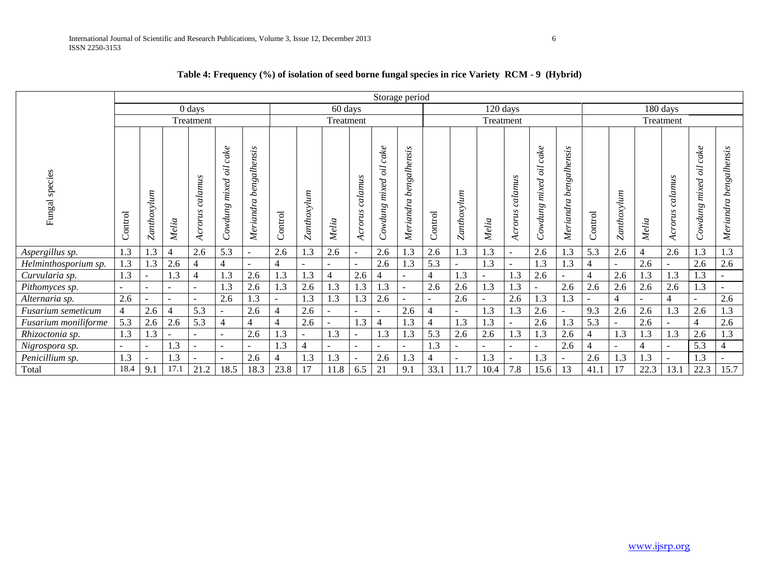**Table 4: Frequency (%) of isolation of seed borne fungal species in rice Variety RCM - 9 (Hybrid)**

| Fungal species | Storage period | | | | | | | | | | | | | | | | | | | | | | | |
|---|---|---|---|---|---|---|---|---|---|---|---|---|---|---|---|---|---|---|---|---|---|---|---|---|
| | 0 days | | | | | | 60 days | | | | | | 120 days | | | | | | 180 days | | | | | |
| | Treatment | | | | | | Treatment | | | | | | Treatment | | | | | | Treatment | | | | | |
| | Control | *Zanthoxylum* | *Melia* | *Acrorus calamus* | *Cowdung mixed oil cake* | *Meriandra bengalhensis* | Control | *Zanthoxylum* | *Melia* | *Acrorus calamus* | *Cowdung mixed oil cake* | *Meriandra bengalhensis* | Control | *Zanthoxylum* | *Melia* | *Acrorus calamus* | *Cowdung mixed oil cake* | *Meriandra bengalhensis* | Control | *Zanthoxylum* | *Melia* | *Acrorus calamus* | *Cowdung mixed oil cake* | *Meriandra bengalhensis* |
| *Aspergillus sp.* | 1.3 | 1.3 | 4 | 2.6 | 5.3 | - | 2.6 | 1.3 | 2.6 | - | 2.6 | 1.3 | 2.6 | 1.3 | 1.3 | - | 2.6 | 1.3 | 5.3 | 2.6 | 4 | 2.6 | 1.3 | 1.3 |
| *Helminthosporium sp.* | 1.3 | 1.3 | 2.6 | 4 | 4 | - | 4 | - | - | - | 2.6 | 1.3 | 5.3 | - | 1.3 | - | 1.3 | 1.3 | 4 | - | 2.6 | - | 2.6 | 2.6 |
| *Curvularia sp.* | 1.3 | - | 1.3 | 4 | 1.3 | 2.6 | 1.3 | 1.3 | 4 | 2.6 | 4 | - | 4 | 1.3 | - | 1.3 | 2.6 | - | 4 | 2.6 | 1.3 | 1.3 | 1.3 | - |
| *Pithomyces sp.* | - | - | - | - | 1.3 | 2.6 | 1.3 | 2.6 | 1.3 | 1.3 | 1.3 | - | 2.6 | 2.6 | 1.3 | 1.3 | - | 2.6 | 2.6 | 2.6 | 2.6 | 2.6 | 1.3 | - |
| *Alternaria sp.* | 2.6 | - | - | - | 2.6 | 1.3 | - | 1.3 | 1.3 | 1.3 | 2.6 | - | - | 2.6 | - | 2.6 | 1.3 | 1.3 | - | 4 | - | 4 | - | 2.6 |
| *Fusarium semeticum* | 4 | 2.6 | 4 | 5.3 | - | 2.6 | 4 | 2.6 | - | - | - | 2.6 | 4 | - | 1.3 | 1.3 | 2.6 | - | 9.3 | 2.6 | 2.6 | 1.3 | 2.6 | 1.3 |
| *Fusarium moniliforme* | 5.3 | 2.6 | 2.6 | 5.3 | 4 | 4 | 4 | 2.6 | - | 1.3 | 4 | 1.3 | 4 | 1.3 | 1.3 | - | 2.6 | 1.3 | 5.3 | - | 2.6 | - | 4 | 2.6 |
| *Rhizoctonia sp.* | 1.3 | 1.3 | - | - | - | 2.6 | 1.3 | - | 1.3 | - | 1.3 | 1.3 | 5.3 | 2.6 | 2.6 | 1.3 | 1.3 | 2.6 | 4 | 1.3 | 1.3 | 1.3 | 2.6 | 1.3 |
| *Nigrospora sp.* | - | - | 1.3 | - | - | - | 1.3 | 4 | - | - | - | - | 1.3 | - | - | - | - | 2.6 | 4 | - | 4 | - | 5.3 | 4 |
| *Penicillium sp.* | 1.3 | - | 1.3 | - | - | 2.6 | 4 | 1.3 | 1.3 | - | 2.6 | 1.3 | 4 | - | 1.3 | - | 1.3 | - | 2.6 | 1.3 | 1.3 | - | 1.3 | - |
| Total | 18.4 | 9.1 | 17.1 | 21.2 | 18.5 | 18.3 | 23.8 | 17 | 11.8 | 6.5 | 21 | 9.1 | 33.1 | 11.7 | 10.4 | 7.8 | 15.6 | 13 | 41.1 | 17 | 22.3 | 13.1 | 22.3 | 15.7 |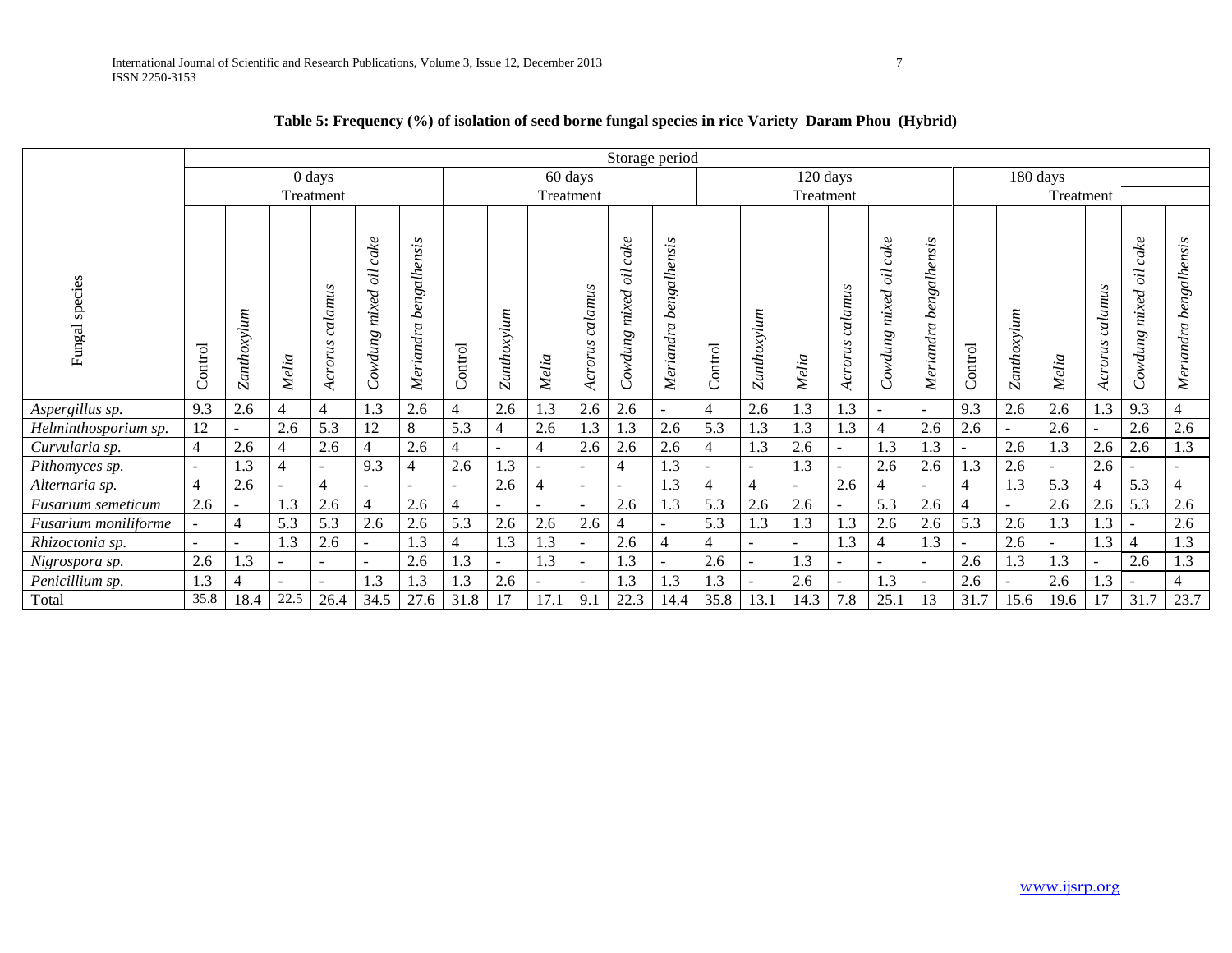**Table 5: Frequency (%) of isolation of seed borne fungal species in rice Variety Daram Phou (Hybrid)**

| Fungal species | Storage period | | | | | | | | | | | | | | | | | | | | | | | |
|---|---|---|---|---|---|---|---|---|---|---|---|---|---|---|---|---|---|---|---|---|---|---|---|---|
| | 0 days | | | | | | 60 days | | | | | | 120 days | | | | | | 180 days | | | | | |
| | Treatment | | | | | | Treatment | | | | | | Treatment | | | | | | Treatment | | | | | |
| | Control | *Zanthoxylum* | *Melia* | *Acrorus calamus* | *Cowdung mixed oil cake* | *Meriandra bengalhensis* | Control | *Zanthoxylum* | *Melia* | *Acrorus calamus* | *Cowdung mixed oil cake* | *Meriandra bengalhensis* | Control | *Zanthoxylum* | *Melia* | *Acrorus calamus* | *Cowdung mixed oil cake* | *Meriandra bengalhensis* | Control | *Zanthoxylum* | *Melia* | *Acrorus calamus* | *Cowdung mixed oil cake* | *Meriandra bengalhensis* |
| *Aspergillus sp.* | 9.3 | 2.6 | 4 | 4 | 1.3 | 2.6 | 4 | 2.6 | 1.3 | 2.6 | 2.6 | - | 4 | 2.6 | 1.3 | 1.3 | - | - | 9.3 | 2.6 | 2.6 | 1.3 | 9.3 | 4 |
| *Helminthosporium sp.* | 12 | - | 2.6 | 5.3 | 12 | 8 | 5.3 | 4 | 2.6 | 1.3 | 1.3 | 2.6 | 5.3 | 1.3 | 1.3 | 1.3 | 4 | 2.6 | 2.6 | - | 2.6 | - | 2.6 | 2.6 |
| *Curvularia sp.* | 4 | 2.6 | 4 | 2.6 | 4 | 2.6 | 4 | - | 4 | 2.6 | 2.6 | 2.6 | 4 | 1.3 | 2.6 | - | 1.3 | 1.3 | - | 2.6 | 1.3 | 2.6 | 2.6 | 1.3 |
| *Pithomyces sp.* | - | 1.3 | 4 | - | 9.3 | 4 | 2.6 | 1.3 | - | - | 4 | 1.3 | - | - | 1.3 | - | 2.6 | 2.6 | 1.3 | 2.6 | - | 2.6 | - | - |
| *Alternaria sp.* | 4 | 2.6 | - | 4 | - | - | - | 2.6 | 4 | - | - | 1.3 | 4 | 4 | - | 2.6 | 4 | - | 4 | 1.3 | 5.3 | 4 | 5.3 | 4 |
| *Fusarium semeticum* | 2.6 | - | 1.3 | 2.6 | 4 | 2.6 | 4 | - | - | - | 2.6 | 1.3 | 5.3 | 2.6 | 2.6 | - | 5.3 | 2.6 | 4 | - | 2.6 | 2.6 | 5.3 | 2.6 |
| *Fusarium moniliforme* | - | 4 | 5.3 | 5.3 | 2.6 | 2.6 | 5.3 | 2.6 | 2.6 | 2.6 | 4 | - | 5.3 | 1.3 | 1.3 | 1.3 | 2.6 | 2.6 | 5.3 | 2.6 | 1.3 | 1.3 | - | 2.6 |
| *Rhizoctonia sp.* | - | - | 1.3 | 2.6 | - | 1.3 | 4 | 1.3 | 1.3 | - | 2.6 | 4 | 4 | - | - | 1.3 | 4 | 1.3 | - | 2.6 | - | 1.3 | 4 | 1.3 |
| *Nigrospora sp.* | 2.6 | 1.3 | - | - | - | 2.6 | 1.3 | - | 1.3 | - | 1.3 | - | 2.6 | - | 1.3 | - | - | - | 2.6 | 1.3 | 1.3 | - | 2.6 | 1.3 |
| *Penicillium sp.* | 1.3 | 4 | - | - | 1.3 | 1.3 | 1.3 | 2.6 | - | - | 1.3 | 1.3 | 1.3 | - | 2.6 | - | 1.3 | - | 2.6 | - | 2.6 | 1.3 | - | 4 |
| Total | 35.8 | 18.4 | 22.5 | 26.4 | 34.5 | 27.6 | 31.8 | 17 | 17.1 | 9.1 | 22.3 | 14.4 | 35.8 | 13.1 | 14.3 | 7.8 | 25.1 | 13 | 31.7 | 15.6 | 19.6 | 17 | 31.7 | 23.7 |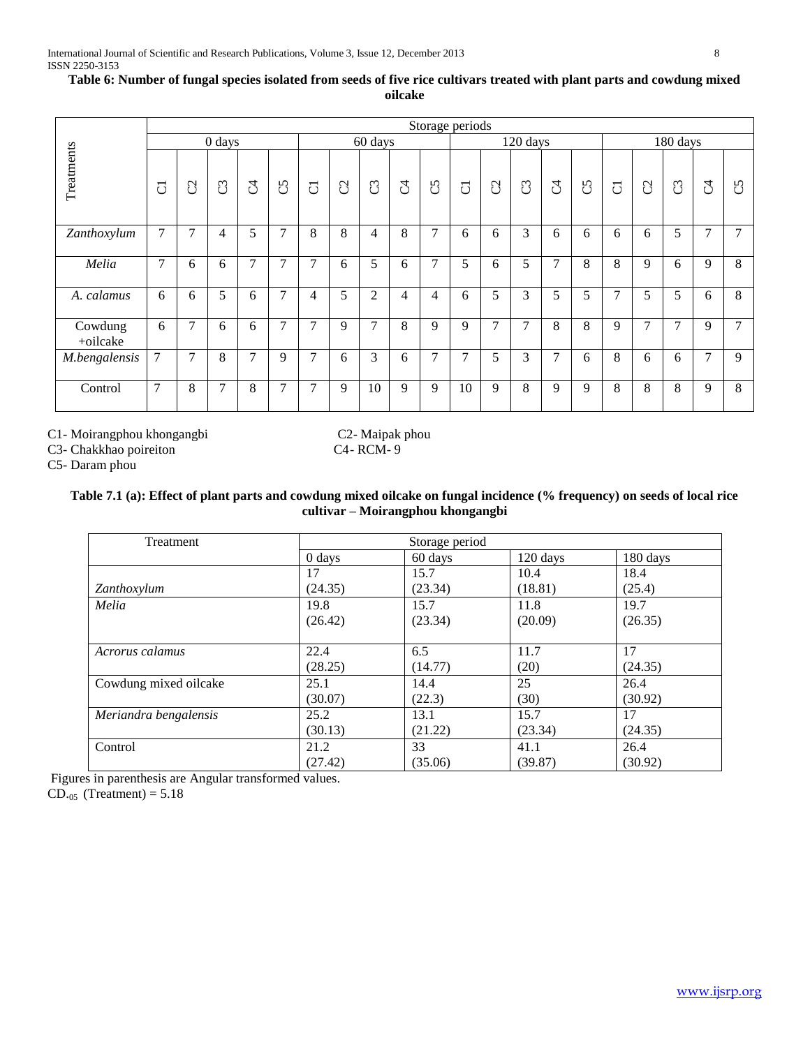**Table 6: Number of fungal species isolated from seeds of five rice cultivars treated with plant parts and cowdung mixed oilcake**

| Treatments | Storage periods | | | | | | | | | | | | | | | | | | | |
|---|---|---|---|---|---|---|---|---|---|---|---|---|---|---|---|---|---|---|---|---|
| | 0 days | | | | | 60 days | | | | | 120 days | | | | | 180 days | | | | |
| | C1 | C2 | C3 | C4 | C5 | C1 | C2 | C3 | C4 | C5 | C1 | C2 | C3 | C4 | C5 | C1 | C2 | C3 | C4 | C5 |
| *Zanthoxylum* | 7 | 7 | 4 | 5 | 7 | 8 | 8 | 4 | 8 | 7 | 6 | 6 | 3 | 6 | 6 | 6 | 6 | 5 | 7 | 7 |
| *Melia* | 7 | 6 | 6 | 7 | 7 | 7 | 6 | 5 | 6 | 7 | 5 | 6 | 5 | 7 | 8 | 8 | 9 | 6 | 9 | 8 |
| *A. calamus* | 6 | 6 | 5 | 6 | 7 | 4 | 5 | 2 | 4 | 4 | 6 | 5 | 3 | 5 | 5 | 7 | 5 | 5 | 6 | 8 |
| Cowdung +oilcake | 6 | 7 | 6 | 6 | 7 | 7 | 9 | 7 | 8 | 9 | 9 | 7 | 7 | 8 | 8 | 9 | 7 | 7 | 9 | 7 |
| *M.bengalensis* | 7 | 7 | 8 | 7 | 9 | 7 | 6 | 3 | 6 | 7 | 7 | 5 | 3 | 7 | 6 | 8 | 6 | 6 | 7 | 9 |
| Control | 7 | 8 | 7 | 8 | 7 | 7 | 9 | 10 | 9 | 9 | 10 | 9 | 8 | 9 | 9 | 8 | 8 | 8 | 9 | 8 |

C1- Moirangphou khongangbi
C2- Maipak phou
C3- Chakkhao poireiton
C4- RCM- 9
C5- Daram phou

**Table 7.1 (a): Effect of plant parts and cowdung mixed oilcake on fungal incidence (% frequency) on seeds of local rice cultivar – Moirangphou khongangbi**

| Treatment | Storage period | | | |
|---|---|---|---|---|
| | 0 days | 60 days | 120 days | 180 days |
| *Zanthoxylum* | 17 (24.35) | 15.7 (23.34) | 10.4 (18.81) | 18.4 (25.4) |
| *Melia* | 19.8 (26.42) | 15.7 (23.34) | 11.8 (20.09) | 19.7 (26.35) |
| *Acrorus calamus* | 22.4 (28.25) | 6.5 (14.77) | 11.7 (20) | 17 (24.35) |
| Cowdung mixed oilcake | 25.1 (30.07) | 14.4 (22.3) | 25 (30) | 26.4 (30.92) |
| *Meriandra bengalensis* | 25.2 (30.13) | 13.1 (21.22) | 15.7 (23.34) | 17 (24.35) |
| Control | 21.2 (27.42) | 33 (35.06) | 41.1 (39.87) | 26.4 (30.92) |

Figures in parenthesis are Angular transformed values.
$CD_{.05}$ (Treatment) = 5.18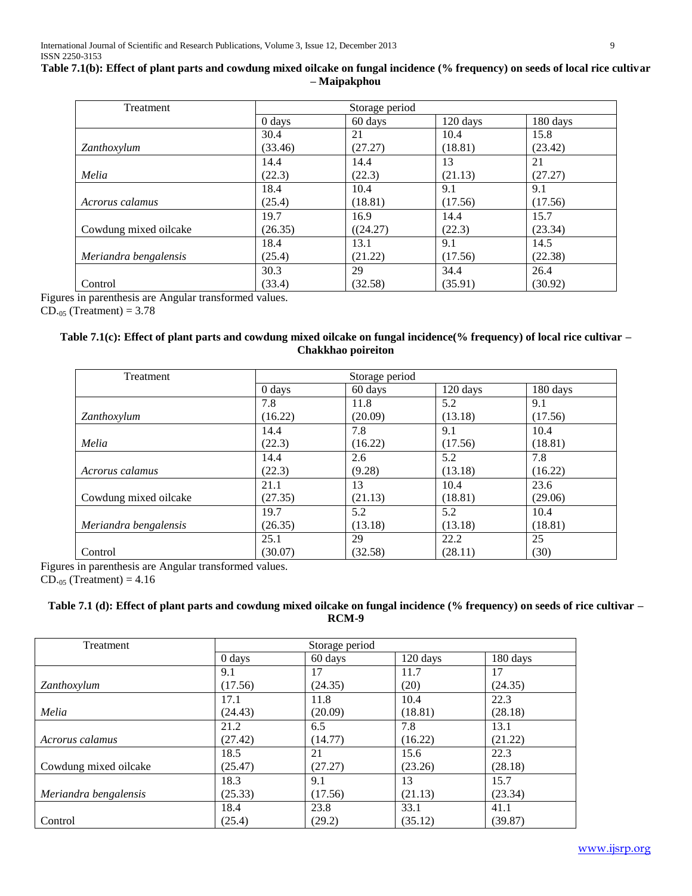**Table 7.1(b): Effect of plant parts and cowdung mixed oilcake on fungal incidence (% frequency) on seeds of local rice cultivar – Maipakphou**

| Treatment | Storage period | | | |
|---|---|---|---|---|
| | 0 days | 60 days | 120 days | 180 days |
| *Zanthoxylum* | 30.4 (33.46) | 21 (27.27) | 10.4 (18.81) | 15.8 (23.42) |
| *Melia* | 14.4 (22.3) | 14.4 (22.3) | 13 (21.13) | 21 (27.27) |
| *Acrorus calamus* | 18.4 (25.4) | 10.4 (18.81) | 9.1 (17.56) | 9.1 (17.56) |
| Cowdung mixed oilcake | 19.7 (26.35) | 16.9 ((24.27) | 14.4 (22.3) | 15.7 (23.34) |
| *Meriandra bengalensis* | 18.4 (25.4) | 13.1 (21.22) | 9.1 (17.56) | 14.5 (22.38) |
| Control | 30.3 (33.4) | 29 (32.58) | 34.4 (35.91) | 26.4 (30.92) |

Figures in parenthesis are Angular transformed values.
$CD_{.05}$ (Treatment) = 3.78

**Table 7.1(c): Effect of plant parts and cowdung mixed oilcake on fungal incidence(% frequency) of local rice cultivar – Chakkhao poireiton**

| Treatment | Storage period | | | |
|---|---|---|---|---|
| | 0 days | 60 days | 120 days | 180 days |
| *Zanthoxylum* | 7.8 (16.22) | 11.8 (20.09) | 5.2 (13.18) | 9.1 (17.56) |
| *Melia* | 14.4 (22.3) | 7.8 (16.22) | 9.1 (17.56) | 10.4 (18.81) |
| *Acrorus calamus* | 14.4 (22.3) | 2.6 (9.28) | 5.2 (13.18) | 7.8 (16.22) |
| Cowdung mixed oilcake | 21.1 (27.35) | 13 (21.13) | 10.4 (18.81) | 23.6 (29.06) |
| *Meriandra bengalensis* | 19.7 (26.35) | 5.2 (13.18) | 5.2 (13.18) | 10.4 (18.81) |
| Control | 25.1 (30.07) | 29 (32.58) | 22.2 (28.11) | 25 (30) |

Figures in parenthesis are Angular transformed values.
$CD_{.05}$ (Treatment) = 4.16

**Table 7.1 (d): Effect of plant parts and cowdung mixed oilcake on fungal incidence (% frequency) on seeds of rice cultivar – RCM-9**

| Treatment | Storage period | | | |
|---|---|---|---|---|
| | 0 days | 60 days | 120 days | 180 days |
| *Zanthoxylum* | 9.1 (17.56) | 17 (24.35) | 11.7 (20) | 17 (24.35) |
| *Melia* | 17.1 (24.43) | 11.8 (20.09) | 10.4 (18.81) | 22.3 (28.18) |
| *Acrorus calamus* | 21.2 (27.42) | 6.5 (14.77) | 7.8 (16.22) | 13.1 (21.22) |
| Cowdung mixed oilcake | 18.5 (25.47) | 21 (27.27) | 15.6 (23.26) | 22.3 (28.18) |
| *Meriandra bengalensis* | 18.3 (25.33) | 9.1 (17.56) | 13 (21.13) | 15.7 (23.34) |
| Control | 18.4 (25.4) | 23.8 (29.2) | 33.1 (35.12) | 41.1 (39.87) |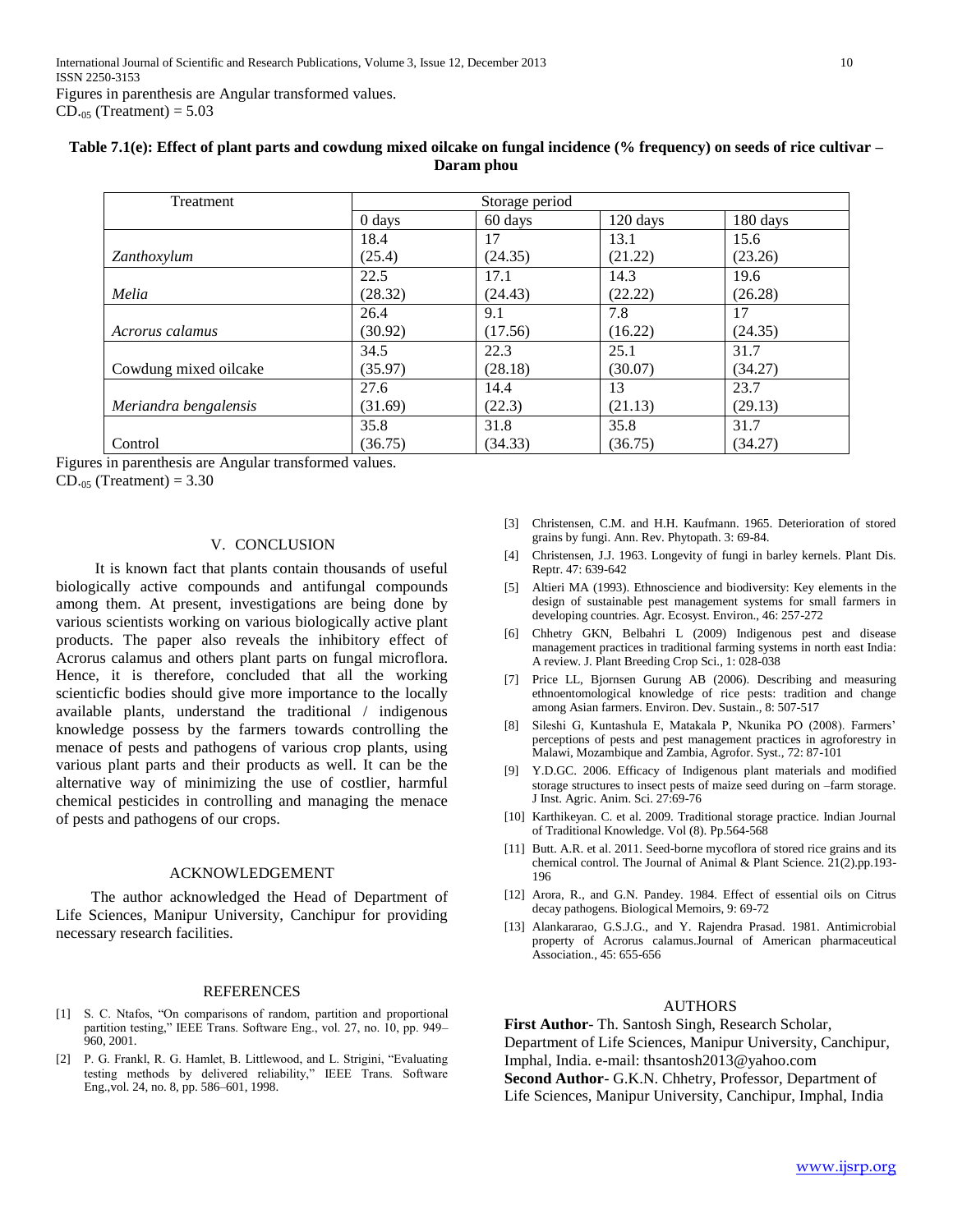Figures in parenthesis are Angular transformed values.
$CD_{.05}$ (Treatment) = 5.03

**Table 7.1(e): Effect of plant parts and cowdung mixed oilcake on fungal incidence (% frequency) on seeds of rice cultivar – Daram phou**

| Treatment | Storage period | | | |
|---|---|---|---|---|
| | 0 days | 60 days | 120 days | 180 days |
| *Zanthoxylum* | 18.4 (25.4) | 17 (24.35) | 13.1 (21.22) | 15.6 (23.26) |
| *Melia* | 22.5 (28.32) | 17.1 (24.43) | 14.3 (22.22) | 19.6 (26.28) |
| *Acrorus calamus* | 26.4 (30.92) | 9.1 (17.56) | 7.8 (16.22) | 17 (24.35) |
| Cowdung mixed oilcake | 34.5 (35.97) | 22.3 (28.18) | 25.1 (30.07) | 31.7 (34.27) |
| *Meriandra bengalensis* | 27.6 (31.69) | 14.4 (22.3) | 13 (21.13) | 23.7 (29.13) |
| Control | 35.8 (36.75) | 31.8 (34.33) | 35.8 (36.75) | 31.7 (34.27) |

Figures in parenthesis are Angular transformed values.
$CD_{.05}$ (Treatment) = 3.30

## V. CONCLUSION

It is known fact that plants contain thousands of useful biologically active compounds and antifungal compounds among them. At present, investigations are being done by various scientists working on various biologically active plant products. The paper also reveals the inhibitory effect of Acrorus calamus and others plant parts on fungal microflora. Hence, it is therefore, concluded that all the working scienticfic bodies should give more importance to the locally available plants, understand the traditional / indigenous knowledge possess by the farmers towards controlling the menace of pests and pathogens of various crop plants, using various plant parts and their products as well. It can be the alternative way of minimizing the use of costlier, harmful chemical pesticides in controlling and managing the menace of pests and pathogens of our crops.

## ACKNOWLEDGEMENT

The author acknowledged the Head of Department of Life Sciences, Manipur University, Canchipur for providing necessary research facilities.

## REFERENCES

[1] S. C. Ntafos, "On comparisons of random, partition and proportional partition testing," IEEE Trans. Software Eng., vol. 27, no. 10, pp. 949–960, 2001.

[2] P. G. Frankl, R. G. Hamlet, B. Littlewood, and L. Strigini, "Evaluating testing methods by delivered reliability," IEEE Trans. Software Eng.,vol. 24, no. 8, pp. 586–601, 1998.

[3] Christensen, C.M. and H.H. Kaufmann. 1965. Deterioration of stored grains by fungi. Ann. Rev. Phytopath. 3: 69-84.

[4] Christensen, J.J. 1963. Longevity of fungi in barley kernels. Plant Dis. Reptr. 47: 639-642

[5] Altieri MA (1993). Ethnoscience and biodiversity: Key elements in the design of sustainable pest management systems for small farmers in developing countries. Agr. Ecosyst. Environ., 46: 257-272

[6] Chhetry GKN, Belbahri L (2009) Indigenous pest and disease management practices in traditional farming systems in north east India: A review. J. Plant Breeding Crop Sci., 1: 028-038

[7] Price LL, Bjornsen Gurung AB (2006). Describing and measuring ethnoentomological knowledge of rice pests: tradition and change among Asian farmers. Environ. Dev. Sustain., 8: 507-517

[8] Sileshi G, Kuntashula E, Matakala P, Nkunika PO (2008). Farmers' perceptions of pests and pest management practices in agroforestry in Malawi, Mozambique and Zambia, Agrofor. Syst., 72: 87-101

[9] Y.D.GC. 2006. Efficacy of Indigenous plant materials and modified storage structures to insect pests of maize seed during on –farm storage. J Inst. Agric. Anim. Sci. 27:69-76

[10] Karthikeyan. C. et al. 2009. Traditional storage practice. Indian Journal of Traditional Knowledge. Vol (8). Pp.564-568

[11] Butt. A.R. et al. 2011. Seed-borne mycoflora of stored rice grains and its chemical control. The Journal of Animal & Plant Science. 21(2).pp.193-196

[12] Arora, R., and G.N. Pandey. 1984. Effect of essential oils on Citrus decay pathogens. Biological Memoirs, 9: 69-72

[13] Alankararao, G.S.J.G., and Y. Rajendra Prasad. 1981. Antimicrobial property of Acrorus calamus.Journal of American pharmaceutical Association., 45: 655-656

## AUTHORS

**First Author**- Th. Santosh Singh, Research Scholar, Department of Life Sciences, Manipur University, Canchipur, Imphal, India. e-mail: thsantosh2013@yahoo.com

**Second Author**- G.K.N. Chhetry, Professor, Department of Life Sciences, Manipur University, Canchipur, Imphal, India